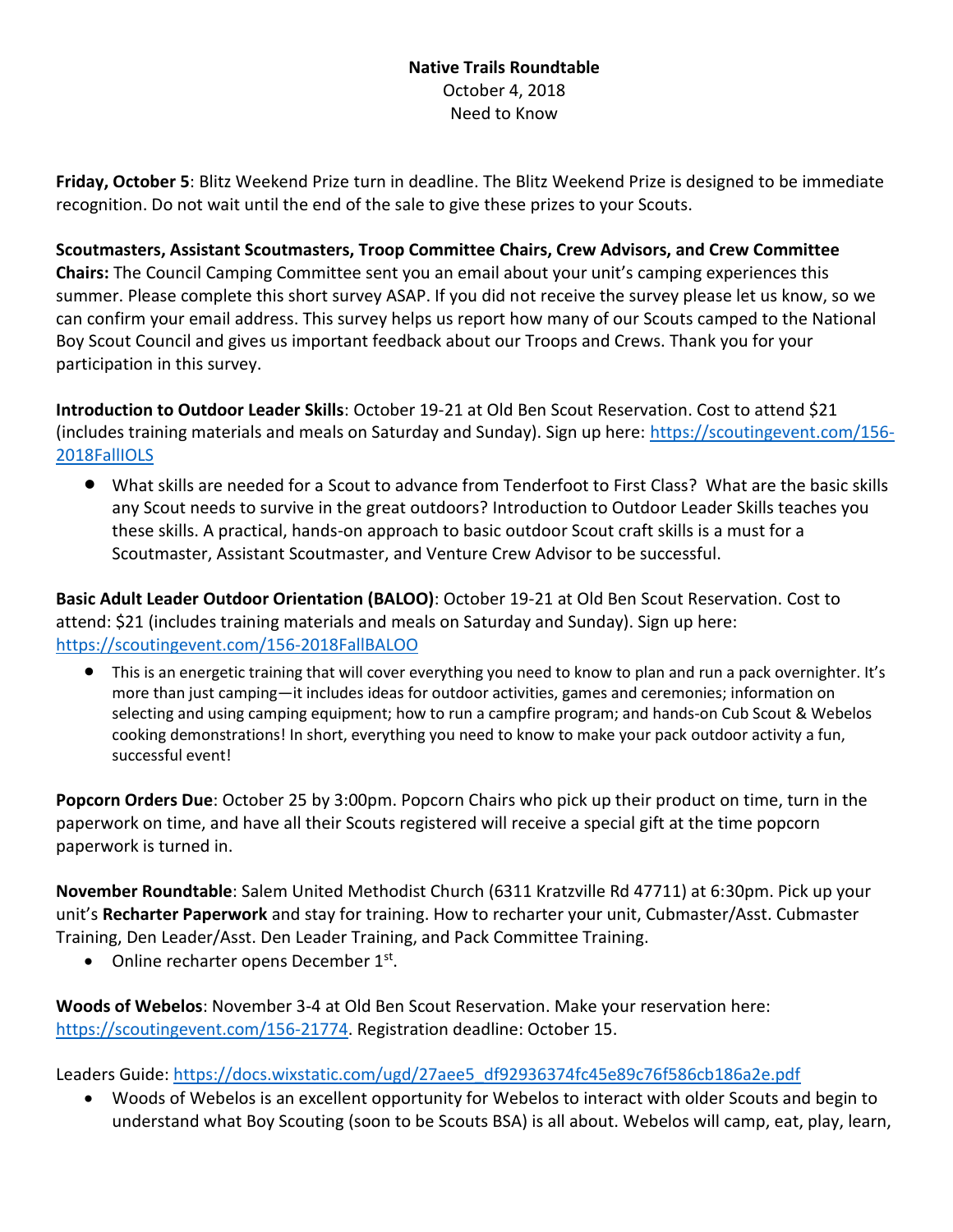**Native Trails Roundtable**
October 4, 2018
Need to Know

**Friday, October 5**: Blitz Weekend Prize turn in deadline. The Blitz Weekend Prize is designed to be immediate recognition. Do not wait until the end of the sale to give these prizes to your Scouts.

**Scoutmasters, Assistant Scoutmasters, Troop Committee Chairs, Crew Advisors, and Crew Committee Chairs:** The Council Camping Committee sent you an email about your unit's camping experiences this summer. Please complete this short survey ASAP. If you did not receive the survey please let us know, so we can confirm your email address. This survey helps us report how many of our Scouts camped to the National Boy Scout Council and gives us important feedback about our Troops and Crews. Thank you for your participation in this survey.

**Introduction to Outdoor Leader Skills**: October 19-21 at Old Ben Scout Reservation. Cost to attend $21 (includes training materials and meals on Saturday and Sunday). Sign up here: https://scoutingevent.com/156-2018FallIOLS

- What skills are needed for a Scout to advance from Tenderfoot to First Class? What are the basic skills any Scout needs to survive in the great outdoors? Introduction to Outdoor Leader Skills teaches you these skills. A practical, hands-on approach to basic outdoor Scout craft skills is a must for a Scoutmaster, Assistant Scoutmaster, and Venture Crew Advisor to be successful.

**Basic Adult Leader Outdoor Orientation (BALOO)**: October 19-21 at Old Ben Scout Reservation. Cost to attend: $21 (includes training materials and meals on Saturday and Sunday). Sign up here: https://scoutingevent.com/156-2018FallBALOO

- This is an energetic training that will cover everything you need to know to plan and run a pack overnighter. It's more than just camping—it includes ideas for outdoor activities, games and ceremonies; information on selecting and using camping equipment; how to run a campfire program; and hands-on Cub Scout & Webelos cooking demonstrations! In short, everything you need to know to make your pack outdoor activity a fun, successful event!

**Popcorn Orders Due**: October 25 by 3:00pm. Popcorn Chairs who pick up their product on time, turn in the paperwork on time, and have all their Scouts registered will receive a special gift at the time popcorn paperwork is turned in.

**November Roundtable**: Salem United Methodist Church (6311 Kratzville Rd 47711) at 6:30pm. Pick up your unit's **Recharter Paperwork** and stay for training. How to recharter your unit, Cubmaster/Asst. Cubmaster Training, Den Leader/Asst. Den Leader Training, and Pack Committee Training.

- Online recharter opens December 1st.

**Woods of Webelos**: November 3-4 at Old Ben Scout Reservation. Make your reservation here: https://scoutingevent.com/156-21774. Registration deadline: October 15.

Leaders Guide: https://docs.wixstatic.com/ugd/27aee5_df92936374fc45e89c76f586cb186a2e.pdf

- Woods of Webelos is an excellent opportunity for Webelos to interact with older Scouts and begin to understand what Boy Scouting (soon to be Scouts BSA) is all about. Webelos will camp, eat, play, learn,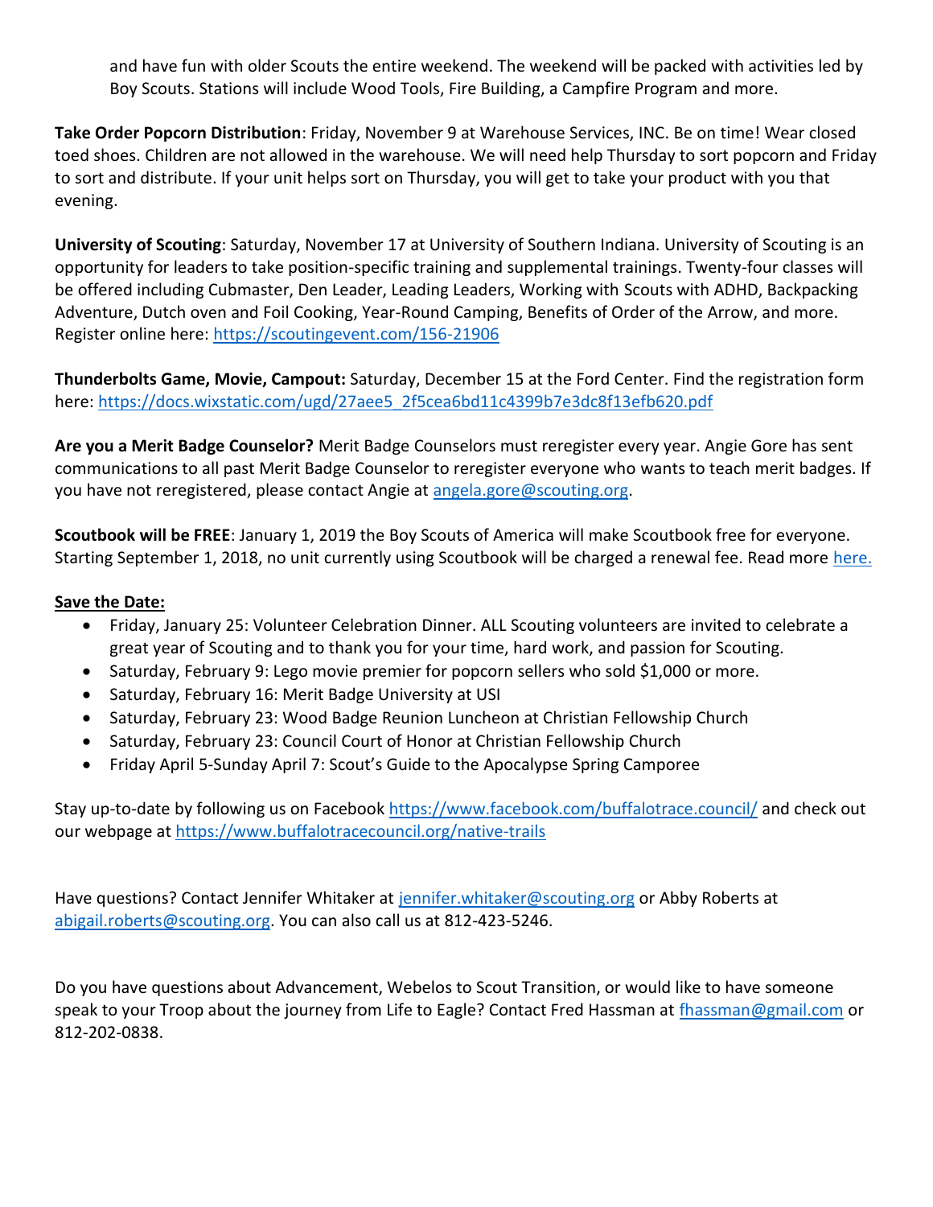and have fun with older Scouts the entire weekend. The weekend will be packed with activities led by Boy Scouts. Stations will include Wood Tools, Fire Building, a Campfire Program and more.

**Take Order Popcorn Distribution**: Friday, November 9 at Warehouse Services, INC. Be on time! Wear closed toed shoes. Children are not allowed in the warehouse. We will need help Thursday to sort popcorn and Friday to sort and distribute. If your unit helps sort on Thursday, you will get to take your product with you that evening.

**University of Scouting**: Saturday, November 17 at University of Southern Indiana. University of Scouting is an opportunity for leaders to take position-specific training and supplemental trainings. Twenty-four classes will be offered including Cubmaster, Den Leader, Leading Leaders, Working with Scouts with ADHD, Backpacking Adventure, Dutch oven and Foil Cooking, Year-Round Camping, Benefits of Order of the Arrow, and more. Register online here: https://scoutingevent.com/156-21906

**Thunderbolts Game, Movie, Campout:** Saturday, December 15 at the Ford Center. Find the registration form here: https://docs.wixstatic.com/ugd/27aee5_2f5cea6bd11c4399b7e3dc8f13efb620.pdf

**Are you a Merit Badge Counselor?** Merit Badge Counselors must reregister every year. Angie Gore has sent communications to all past Merit Badge Counselor to reregister everyone who wants to teach merit badges. If you have not reregistered, please contact Angie at angela.gore@scouting.org.

**Scoutbook will be FREE**: January 1, 2019 the Boy Scouts of America will make Scoutbook free for everyone. Starting September 1, 2018, no unit currently using Scoutbook will be charged a renewal fee. Read more here.

**Save the Date:**

- Friday, January 25: Volunteer Celebration Dinner. ALL Scouting volunteers are invited to celebrate a great year of Scouting and to thank you for your time, hard work, and passion for Scouting.
- Saturday, February 9: Lego movie premier for popcorn sellers who sold $1,000 or more.
- Saturday, February 16: Merit Badge University at USI
- Saturday, February 23: Wood Badge Reunion Luncheon at Christian Fellowship Church
- Saturday, February 23: Council Court of Honor at Christian Fellowship Church
- Friday April 5-Sunday April 7: Scout's Guide to the Apocalypse Spring Camporee

Stay up-to-date by following us on Facebook https://www.facebook.com/buffalotrace.council/ and check out our webpage at https://www.buffalotracecouncil.org/native-trails

Have questions? Contact Jennifer Whitaker at jennifer.whitaker@scouting.org or Abby Roberts at abigail.roberts@scouting.org. You can also call us at 812-423-5246.

Do you have questions about Advancement, Webelos to Scout Transition, or would like to have someone speak to your Troop about the journey from Life to Eagle? Contact Fred Hassman at fhassman@gmail.com or 812-202-0838.